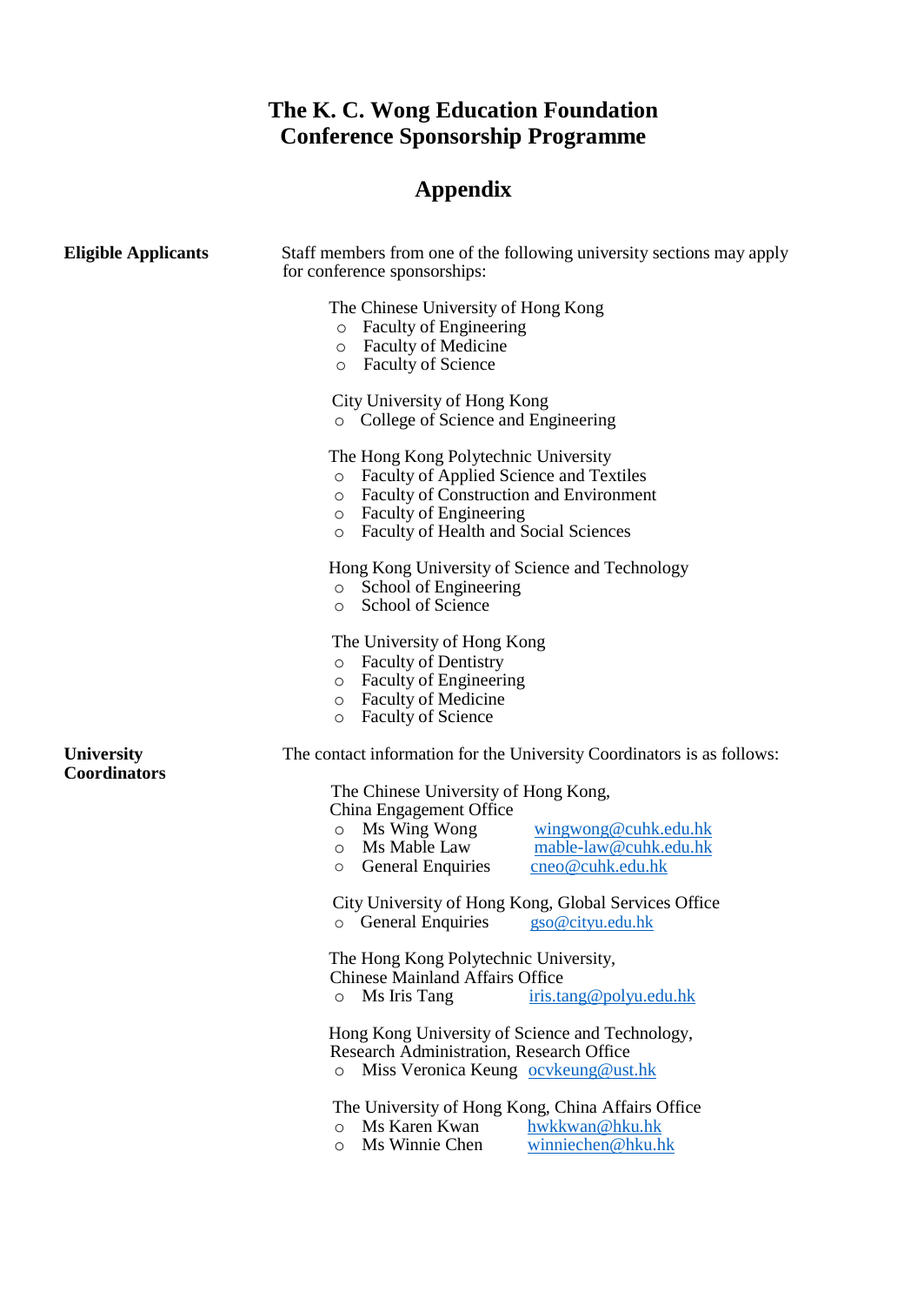# The K. C. Wong Education Foundation
# Conference Sponsorship Programme

## Appendix

**Eligible Applicants**

Staff members from one of the following university sections may apply for conference sponsorships:

The Chinese University of Hong Kong
- Faculty of Engineering
- Faculty of Medicine
- Faculty of Science

City University of Hong Kong
- College of Science and Engineering

The Hong Kong Polytechnic University
- Faculty of Applied Science and Textiles
- Faculty of Construction and Environment
- Faculty of Engineering
- Faculty of Health and Social Sciences

Hong Kong University of Science and Technology
- School of Engineering
- School of Science

The University of Hong Kong
- Faculty of Dentistry
- Faculty of Engineering
- Faculty of Medicine
- Faculty of Science

**University Coordinators**

The contact information for the University Coordinators is as follows:

The Chinese University of Hong Kong,
China Engagement Office
- Ms Wing Wong wingwong@cuhk.edu.hk
- Ms Mable Law mable-law@cuhk.edu.hk
- General Enquiries cneo@cuhk.edu.hk

City University of Hong Kong, Global Services Office
- General Enquiries gso@cityu.edu.hk

The Hong Kong Polytechnic University,
Chinese Mainland Affairs Office
- Ms Iris Tang iris.tang@polyu.edu.hk

Hong Kong University of Science and Technology,
Research Administration, Research Office
- Miss Veronica Keung ocvkeung@ust.hk

The University of Hong Kong, China Affairs Office
- Ms Karen Kwan hwkkwan@hku.hk
- Ms Winnie Chen winniechen@hku.hk